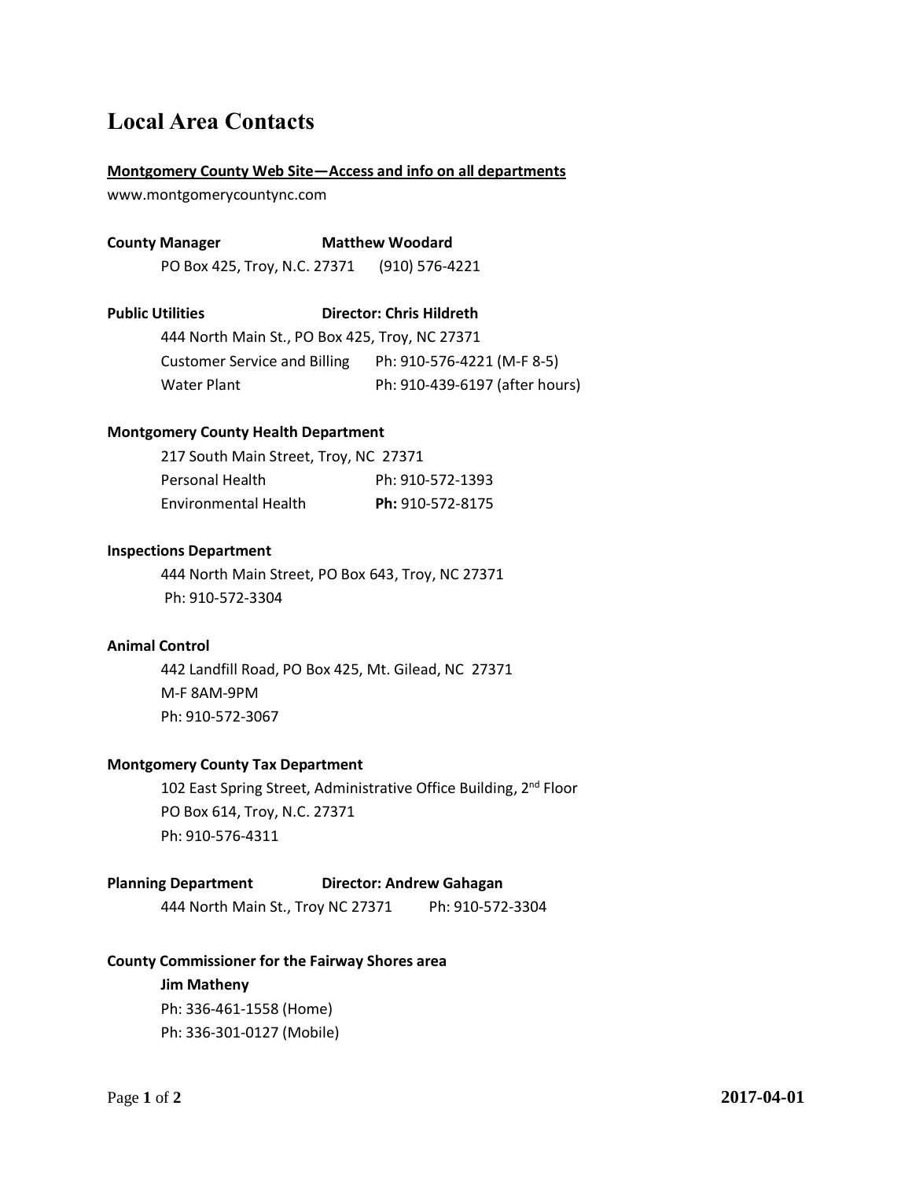# Local Area Contacts

**Montgomery County Web Site—Access and info on all departments**

www.montgomerycountync.com

**County Manager** **Matthew Woodard**

PO Box 425, Troy, N.C. 27371 (910) 576-4221

**Public Utilities** **Director: Chris Hildreth**

444 North Main St., PO Box 425, Troy, NC 27371

Customer Service and Billing Ph: 910-576-4221 (M-F 8-5)

Water Plant Ph: 910-439-6197 (after hours)

**Montgomery County Health Department**

217 South Main Street, Troy, NC 27371

Personal Health Ph: 910-572-1393

Environmental Health **Ph:** 910-572-8175

**Inspections Department**

444 North Main Street, PO Box 643, Troy, NC 27371

Ph: 910-572-3304

**Animal Control**

442 Landfill Road, PO Box 425, Mt. Gilead, NC 27371

M-F 8AM-9PM

Ph: 910-572-3067

**Montgomery County Tax Department**

102 East Spring Street, Administrative Office Building, 2nd Floor

PO Box 614, Troy, N.C. 27371

Ph: 910-576-4311

**Planning Department** **Director: Andrew Gahagan**

444 North Main St., Troy NC 27371 Ph: 910-572-3304

**County Commissioner for the Fairway Shores area**

**Jim Matheny**

Ph: 336-461-1558 (Home)

Ph: 336-301-0127 (Mobile)

2017-04-01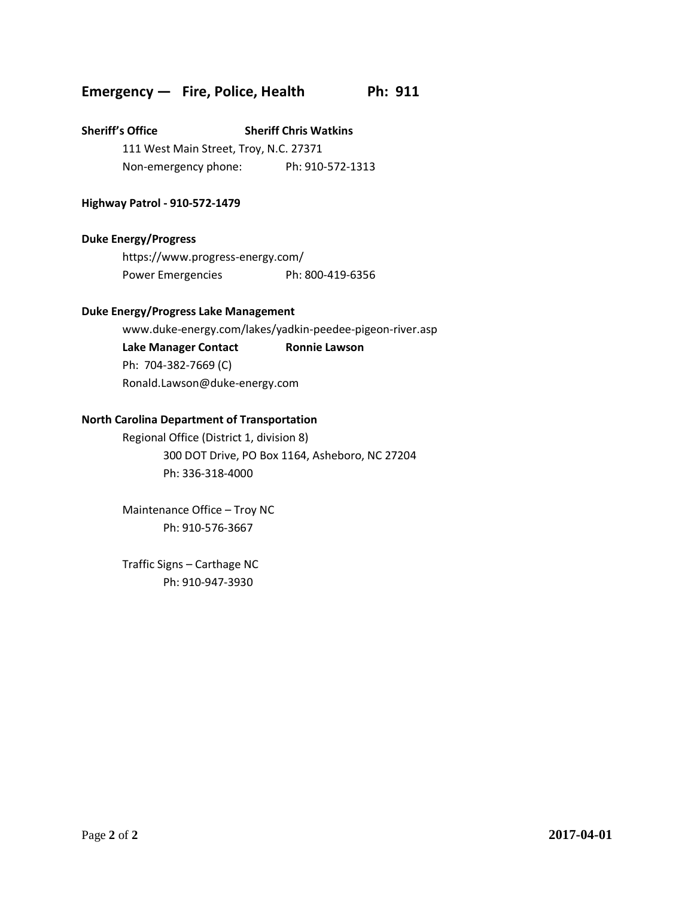## Emergency — Fire, Police, Health Ph: 911

**Sheriff's Office** **Sheriff Chris Watkins**

111 West Main Street, Troy, N.C. 27371

Non-emergency phone: Ph: 910-572-1313

**Highway Patrol - 910-572-1479**

**Duke Energy/Progress**

https://www.progress-energy.com/

Power Emergencies Ph: 800-419-6356

**Duke Energy/Progress Lake Management**

www.duke-energy.com/lakes/yadkin-peedee-pigeon-river.asp

**Lake Manager Contact** **Ronnie Lawson**

Ph: 704-382-7669 (C)

Ronald.Lawson@duke-energy.com

**North Carolina Department of Transportation**

Regional Office (District 1, division 8)

300 DOT Drive, PO Box 1164, Asheboro, NC 27204

Ph: 336-318-4000

Maintenance Office – Troy NC

Ph: 910-576-3667

Traffic Signs – Carthage NC

Ph: 910-947-3930

**2017-04-01**